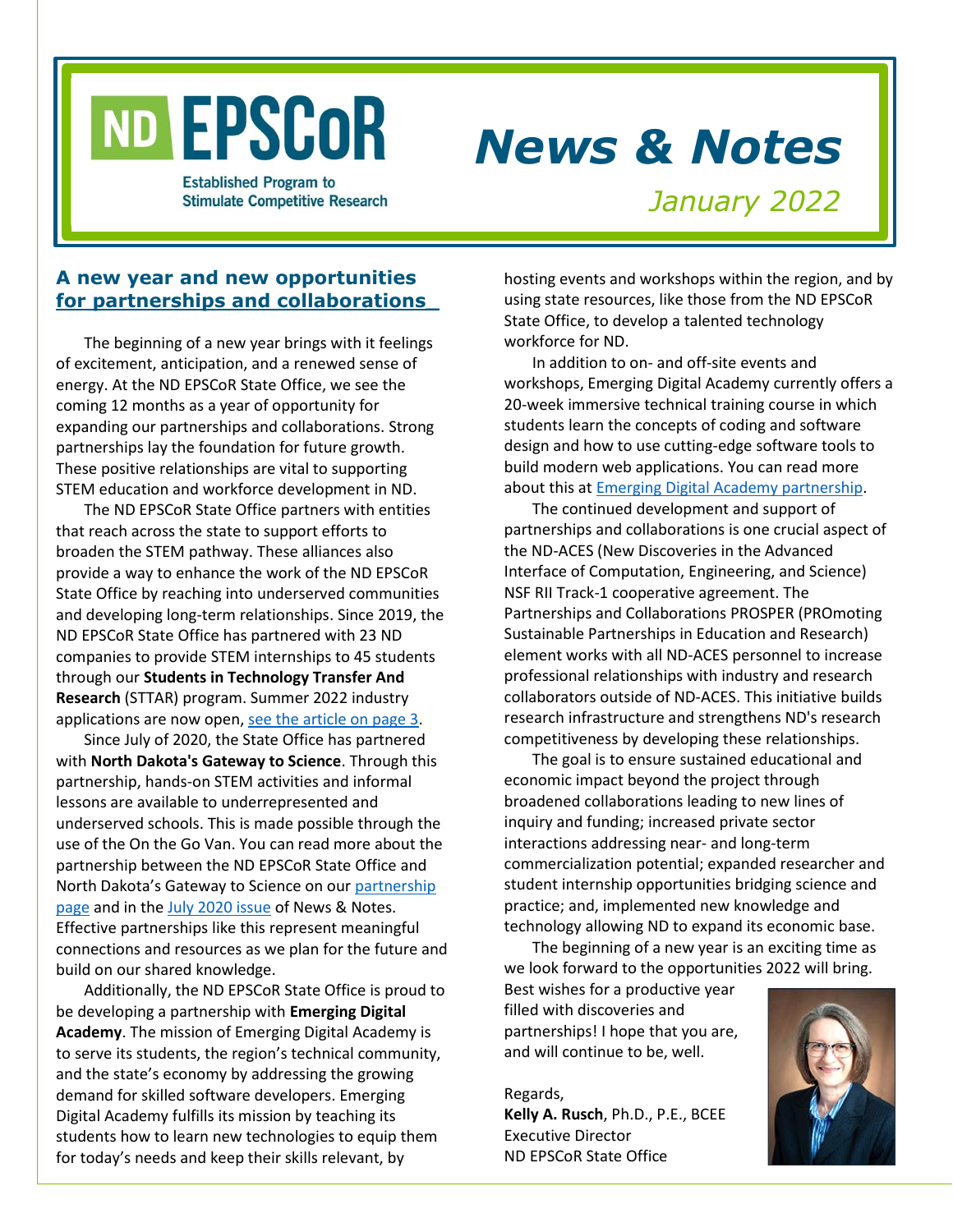# ND EPSCoR

Established Program to Stimulate Competitive Research

# News & Notes

*January 2022*

## A new year and new opportunities for partnerships and collaborations

The beginning of a new year brings with it feelings of excitement, anticipation, and a renewed sense of energy. At the ND EPSCoR State Office, we see the coming 12 months as a year of opportunity for expanding our partnerships and collaborations. Strong partnerships lay the foundation for future growth. These positive relationships are vital to supporting STEM education and workforce development in ND.

The ND EPSCoR State Office partners with entities that reach across the state to support efforts to broaden the STEM pathway. These alliances also provide a way to enhance the work of the ND EPSCoR State Office by reaching into underserved communities and developing long-term relationships. Since 2019, the ND EPSCoR State Office has partnered with 23 ND companies to provide STEM internships to 45 students through our **Students in Technology Transfer And Research** (STTAR) program. Summer 2022 industry applications are now open, see the article on page 3.

Since July of 2020, the State Office has partnered with **North Dakota's Gateway to Science**. Through this partnership, hands-on STEM activities and informal lessons are available to underrepresented and underserved schools. This is made possible through the use of the On the Go Van. You can read more about the partnership between the ND EPSCoR State Office and North Dakota's Gateway to Science on our partnership page and in the July 2020 issue of News & Notes. Effective partnerships like this represent meaningful connections and resources as we plan for the future and build on our shared knowledge.

Additionally, the ND EPSCoR State Office is proud to be developing a partnership with **Emerging Digital Academy**. The mission of Emerging Digital Academy is to serve its students, the region's technical community, and the state's economy by addressing the growing demand for skilled software developers. Emerging Digital Academy fulfills its mission by teaching its students how to learn new technologies to equip them for today's needs and keep their skills relevant, by hosting events and workshops within the region, and by using state resources, like those from the ND EPSCoR State Office, to develop a talented technology workforce for ND.

In addition to on- and off-site events and workshops, Emerging Digital Academy currently offers a 20-week immersive technical training course in which students learn the concepts of coding and software design and how to use cutting-edge software tools to build modern web applications. You can read more about this at Emerging Digital Academy partnership.

The continued development and support of partnerships and collaborations is one crucial aspect of the ND-ACES (New Discoveries in the Advanced Interface of Computation, Engineering, and Science) NSF RII Track-1 cooperative agreement. The Partnerships and Collaborations PROSPER (PROmoting Sustainable Partnerships in Education and Research) element works with all ND-ACES personnel to increase professional relationships with industry and research collaborators outside of ND-ACES. This initiative builds research infrastructure and strengthens ND's research competitiveness by developing these relationships.

The goal is to ensure sustained educational and economic impact beyond the project through broadened collaborations leading to new lines of inquiry and funding; increased private sector interactions addressing near- and long-term commercialization potential; expanded researcher and student internship opportunities bridging science and practice; and, implemented new knowledge and technology allowing ND to expand its economic base.

The beginning of a new year is an exciting time as we look forward to the opportunities 2022 will bring. Best wishes for a productive year filled with discoveries and partnerships! I hope that you are, and will continue to be, well.

Regards,
**Kelly A. Rusch**, Ph.D., P.E., BCEE
Executive Director
ND EPSCoR State Office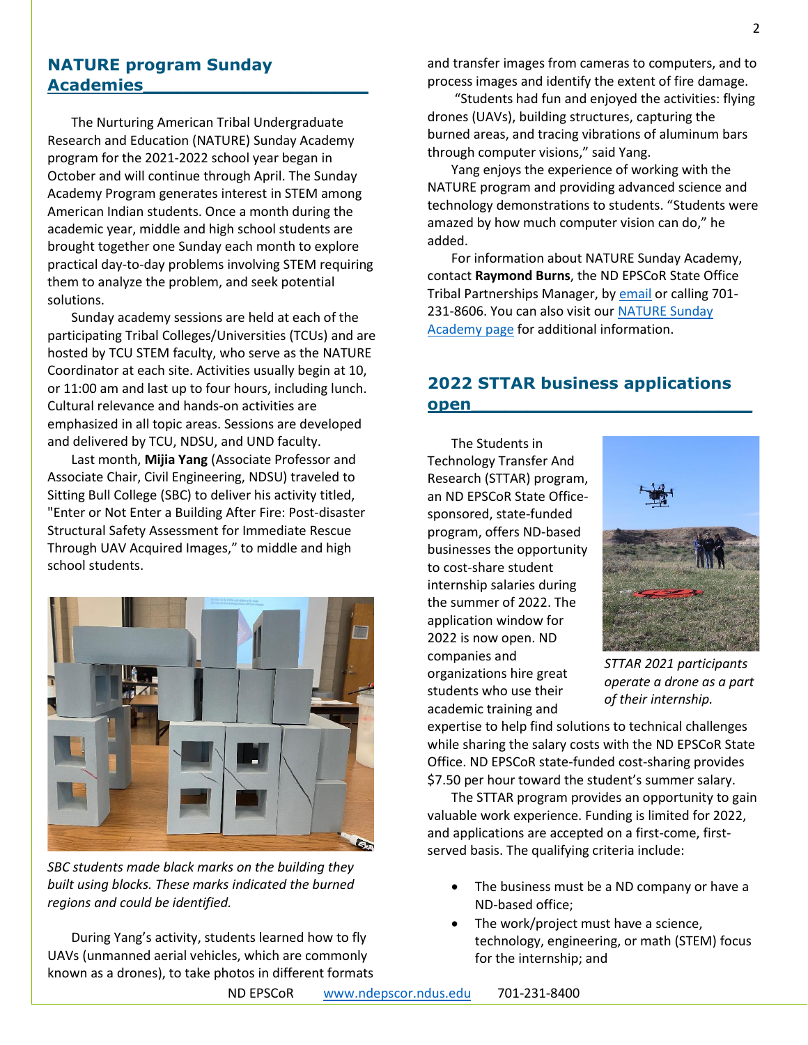## NATURE program Sunday Academies

The Nurturing American Tribal Undergraduate Research and Education (NATURE) Sunday Academy program for the 2021-2022 school year began in October and will continue through April. The Sunday Academy Program generates interest in STEM among American Indian students. Once a month during the academic year, middle and high school students are brought together one Sunday each month to explore practical day-to-day problems involving STEM requiring them to analyze the problem, and seek potential solutions.

Sunday academy sessions are held at each of the participating Tribal Colleges/Universities (TCUs) and are hosted by TCU STEM faculty, who serve as the NATURE Coordinator at each site. Activities usually begin at 10, or 11:00 am and last up to four hours, including lunch. Cultural relevance and hands-on activities are emphasized in all topic areas. Sessions are developed and delivered by TCU, NDSU, and UND faculty.

Last month, **Mijia Yang** (Associate Professor and Associate Chair, Civil Engineering, NDSU) traveled to Sitting Bull College (SBC) to deliver his activity titled, "Enter or Not Enter a Building After Fire: Post-disaster Structural Safety Assessment for Immediate Rescue Through UAV Acquired Images," to middle and high school students.

*SBC students made black marks on the building they built using blocks. These marks indicated the burned regions and could be identified.*

During Yang's activity, students learned how to fly UAVs (unmanned aerial vehicles, which are commonly known as a drones), to take photos in different formats and transfer images from cameras to computers, and to process images and identify the extent of fire damage.

"Students had fun and enjoyed the activities: flying drones (UAVs), building structures, capturing the burned areas, and tracing vibrations of aluminum bars through computer visions," said Yang.

Yang enjoys the experience of working with the NATURE program and providing advanced science and technology demonstrations to students. "Students were amazed by how much computer vision can do," he added.

For information about NATURE Sunday Academy, contact **Raymond Burns**, the ND EPSCoR State Office Tribal Partnerships Manager, by email or calling 701-231-8606. You can also visit our NATURE Sunday Academy page for additional information.

## 2022 STTAR business applications open

The Students in Technology Transfer And Research (STTAR) program, an ND EPSCoR State Office-sponsored, state-funded program, offers ND-based businesses the opportunity to cost-share student internship salaries during the summer of 2022. The application window for 2022 is now open. ND companies and organizations hire great students who use their academic training and expertise to help find solutions to technical challenges while sharing the salary costs with the ND EPSCoR State Office. ND EPSCoR state-funded cost-sharing provides $7.50 per hour toward the student's summer salary.

*STTAR 2021 participants operate a drone as a part of their internship.*

The STTAR program provides an opportunity to gain valuable work experience. Funding is limited for 2022, and applications are accepted on a first-come, first-served basis. The qualifying criteria include:

- The business must be a ND company or have a ND-based office;
- The work/project must have a science, technology, engineering, or math (STEM) focus for the internship; and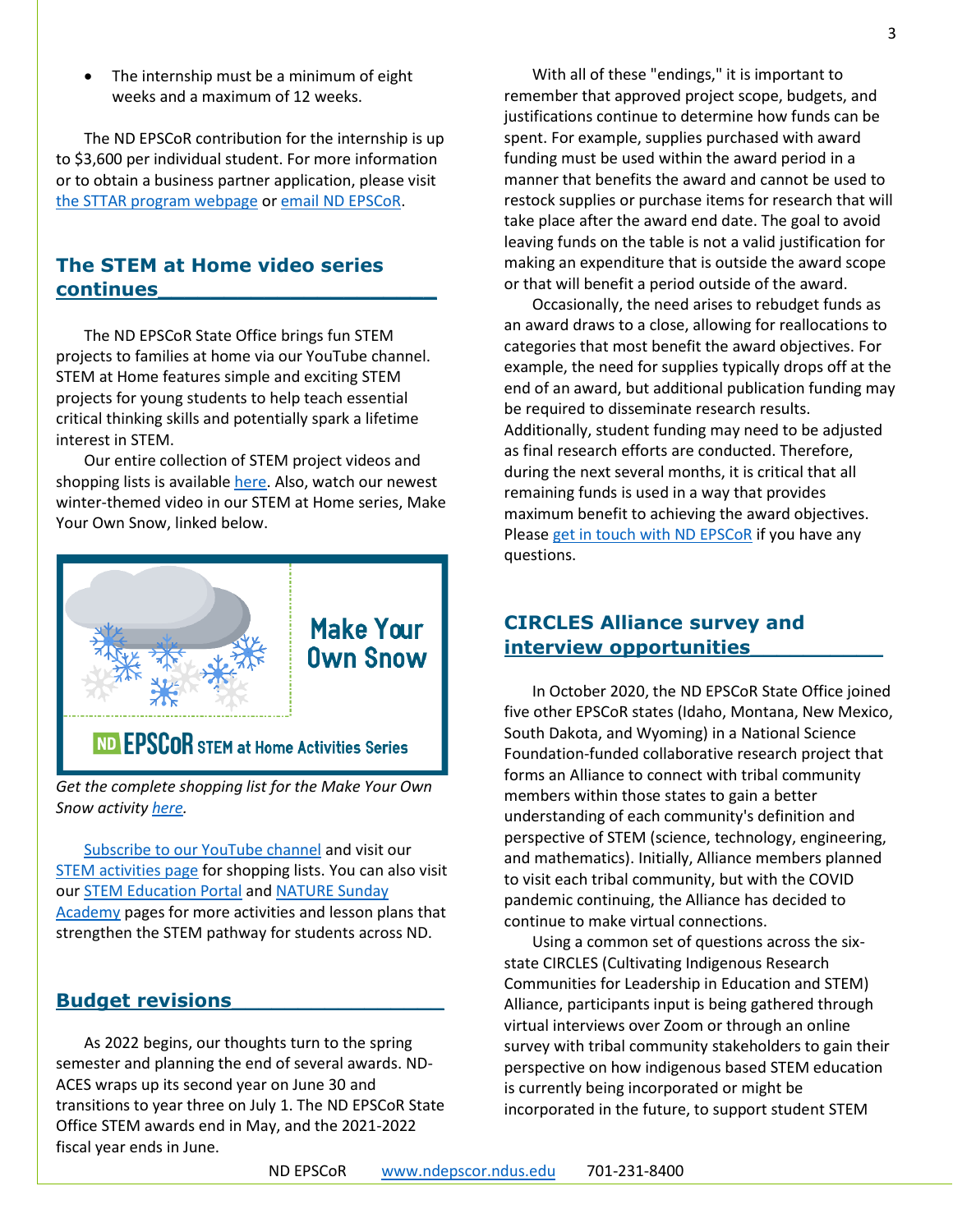- The internship must be a minimum of eight weeks and a maximum of 12 weeks.

The ND EPSCoR contribution for the internship is up to $3,600 per individual student. For more information or to obtain a business partner application, please visit the STTAR program webpage or email ND EPSCoR.

## The STEM at Home video series continues

The ND EPSCoR State Office brings fun STEM projects to families at home via our YouTube channel. STEM at Home features simple and exciting STEM projects for young students to help teach essential critical thinking skills and potentially spark a lifetime interest in STEM.

Our entire collection of STEM project videos and shopping lists is available here. Also, watch our newest winter-themed video in our STEM at Home series, Make Your Own Snow, linked below.

Make Your Own Snow

ND EPSCoR STEM at Home Activities Series

*Get the complete shopping list for the Make Your Own Snow activity here.*

Subscribe to our YouTube channel and visit our STEM activities page for shopping lists. You can also visit our STEM Education Portal and NATURE Sunday Academy pages for more activities and lesson plans that strengthen the STEM pathway for students across ND.

## Budget revisions

As 2022 begins, our thoughts turn to the spring semester and planning the end of several awards. ND-ACES wraps up its second year on June 30 and transitions to year three on July 1. The ND EPSCoR State Office STEM awards end in May, and the 2021-2022 fiscal year ends in June.

With all of these "endings," it is important to remember that approved project scope, budgets, and justifications continue to determine how funds can be spent. For example, supplies purchased with award funding must be used within the award period in a manner that benefits the award and cannot be used to restock supplies or purchase items for research that will take place after the award end date. The goal to avoid leaving funds on the table is not a valid justification for making an expenditure that is outside the award scope or that will benefit a period outside of the award.

Occasionally, the need arises to rebudget funds as an award draws to a close, allowing for reallocations to categories that most benefit the award objectives. For example, the need for supplies typically drops off at the end of an award, but additional publication funding may be required to disseminate research results. Additionally, student funding may need to be adjusted as final research efforts are conducted. Therefore, during the next several months, it is critical that all remaining funds is used in a way that provides maximum benefit to achieving the award objectives. Please get in touch with ND EPSCoR if you have any questions.

## CIRCLES Alliance survey and interview opportunities

In October 2020, the ND EPSCoR State Office joined five other EPSCoR states (Idaho, Montana, New Mexico, South Dakota, and Wyoming) in a National Science Foundation-funded collaborative research project that forms an Alliance to connect with tribal community members within those states to gain a better understanding of each community's definition and perspective of STEM (science, technology, engineering, and mathematics). Initially, Alliance members planned to visit each tribal community, but with the COVID pandemic continuing, the Alliance has decided to continue to make virtual connections.

Using a common set of questions across the six-state CIRCLES (Cultivating Indigenous Research Communities for Leadership in Education and STEM) Alliance, participants input is being gathered through virtual interviews over Zoom or through an online survey with tribal community stakeholders to gain their perspective on how indigenous based STEM education is currently being incorporated or might be incorporated in the future, to support student STEM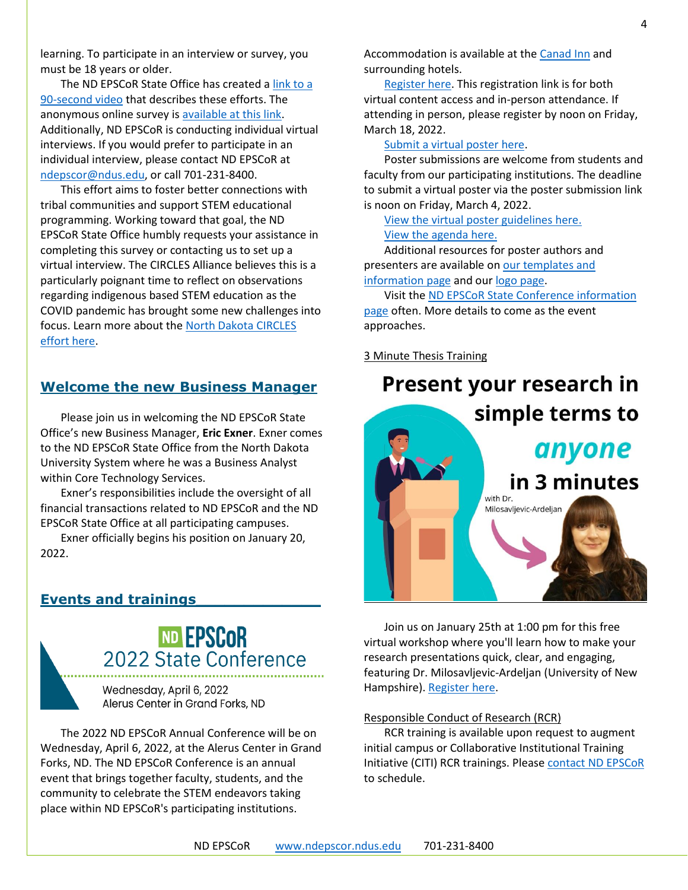learning. To participate in an interview or survey, you must be 18 years or older.

The ND EPSCoR State Office has created a link to a 90-second video that describes these efforts. The anonymous online survey is available at this link. Additionally, ND EPSCoR is conducting individual virtual interviews. If you would prefer to participate in an individual interview, please contact ND EPSCoR at ndepscor@ndus.edu, or call 701-231-8400.

This effort aims to foster better connections with tribal communities and support STEM educational programming. Working toward that goal, the ND EPSCoR State Office humbly requests your assistance in completing this survey or contacting us to set up a virtual interview. The CIRCLES Alliance believes this is a particularly poignant time to reflect on observations regarding indigenous based STEM education as the COVID pandemic has brought some new challenges into focus. Learn more about the North Dakota CIRCLES effort here.

## Welcome the new Business Manager

Please join us in welcoming the ND EPSCoR State Office's new Business Manager, **Eric Exner**. Exner comes to the ND EPSCoR State Office from the North Dakota University System where he was a Business Analyst within Core Technology Services.

Exner's responsibilities include the oversight of all financial transactions related to ND EPSCoR and the ND EPSCoR State Office at all participating campuses.

Exner officially begins his position on January 20, 2022.

## Events and trainings

ND EPSCoR
2022 State Conference
Wednesday, April 6, 2022
Alerus Center in Grand Forks, ND

The 2022 ND EPSCoR Annual Conference will be on Wednesday, April 6, 2022, at the Alerus Center in Grand Forks, ND. The ND EPSCoR Conference is an annual event that brings together faculty, students, and the community to celebrate the STEM endeavors taking place within ND EPSCoR's participating institutions.

Accommodation is available at the Canad Inn and surrounding hotels.

Register here. This registration link is for both virtual content access and in-person attendance. If attending in person, please register by noon on Friday, March 18, 2022.

Submit a virtual poster here.

Poster submissions are welcome from students and faculty from our participating institutions. The deadline to submit a virtual poster via the poster submission link is noon on Friday, March 4, 2022.

View the virtual poster guidelines here.

View the agenda here.

Additional resources for poster authors and presenters are available on our templates and information page and our logo page.

Visit the ND EPSCoR State Conference information page often. More details to come as the event approaches.

### 3 Minute Thesis Training

**Present your research in simple terms to *anyone* in 3 minutes**

with Dr. Milosavljevic-Ardeljan

Join us on January 25th at 1:00 pm for this free virtual workshop where you'll learn how to make your research presentations quick, clear, and engaging, featuring Dr. Milosavljevic-Ardeljan (University of New Hampshire). Register here.

### Responsible Conduct of Research (RCR)

RCR training is available upon request to augment initial campus or Collaborative Institutional Training Initiative (CITI) RCR trainings. Please contact ND EPSCoR to schedule.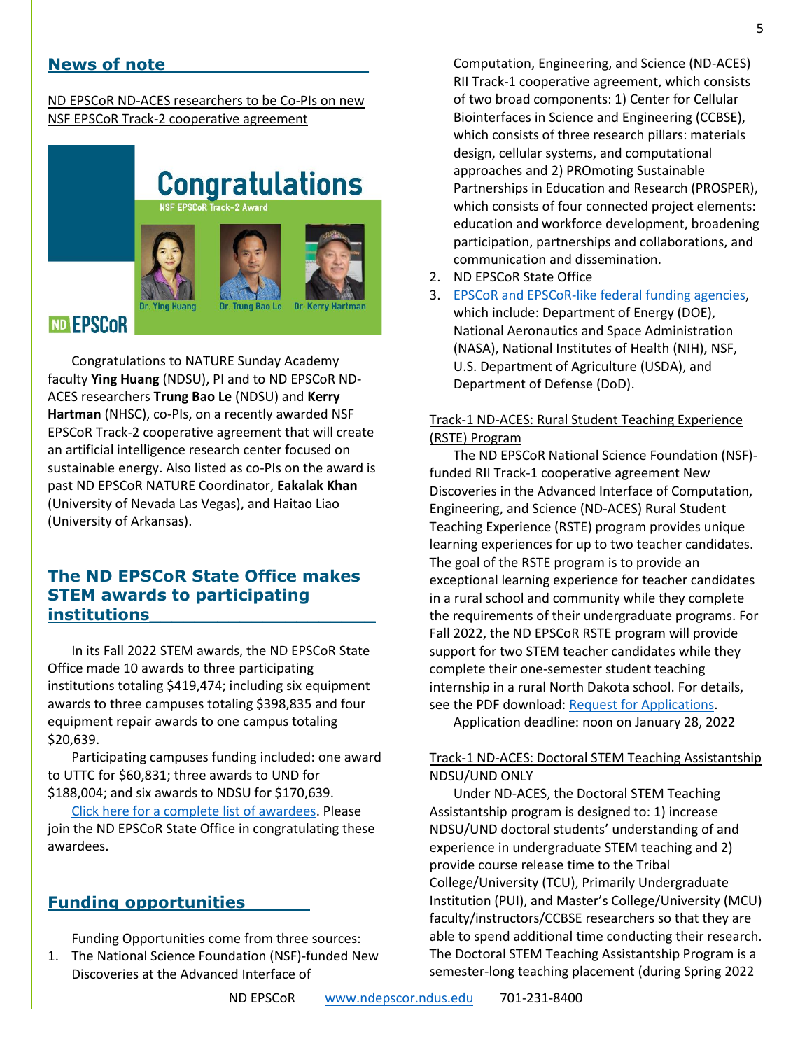## News of note

ND EPSCoR ND-ACES researchers to be Co-PIs on new NSF EPSCoR Track-2 cooperative agreement

Congratulations to NATURE Sunday Academy faculty **Ying Huang** (NDSU), PI and to ND EPSCoR ND-ACES researchers **Trung Bao Le** (NDSU) and **Kerry Hartman** (NHSC), co-PIs, on a recently awarded NSF EPSCoR Track-2 cooperative agreement that will create an artificial intelligence research center focused on sustainable energy. Also listed as co-PIs on the award is past ND EPSCoR NATURE Coordinator, **Eakalak Khan** (University of Nevada Las Vegas), and Haitao Liao (University of Arkansas).

## The ND EPSCoR State Office makes STEM awards to participating institutions

In its Fall 2022 STEM awards, the ND EPSCoR State Office made 10 awards to three participating institutions totaling $419,474; including six equipment awards to three campuses totaling $398,835 and four equipment repair awards to one campus totaling $20,639.

Participating campuses funding included: one award to UTTC for $60,831; three awards to UND for $188,004; and six awards to NDSU for $170,639.

Click here for a complete list of awardees. Please join the ND EPSCoR State Office in congratulating these awardees.

## Funding opportunities

Funding Opportunities come from three sources:

1. The National Science Foundation (NSF)-funded New Discoveries at the Advanced Interface of Computation, Engineering, and Science (ND-ACES) RII Track-1 cooperative agreement, which consists of two broad components: 1) Center for Cellular Biointerfaces in Science and Engineering (CCBSE), which consists of three research pillars: materials design, cellular systems, and computational approaches and 2) PROmoting Sustainable Partnerships in Education and Research (PROSPER), which consists of four connected project elements: education and workforce development, broadening participation, partnerships and collaborations, and communication and dissemination.
2. ND EPSCoR State Office
3. EPSCoR and EPSCoR-like federal funding agencies, which include: Department of Energy (DOE), National Aeronautics and Space Administration (NASA), National Institutes of Health (NIH), NSF, U.S. Department of Agriculture (USDA), and Department of Defense (DoD).

### Track-1 ND-ACES: Rural Student Teaching Experience (RSTE) Program

The ND EPSCoR National Science Foundation (NSF)-funded RII Track-1 cooperative agreement New Discoveries in the Advanced Interface of Computation, Engineering, and Science (ND-ACES) Rural Student Teaching Experience (RSTE) program provides unique learning experiences for up to two teacher candidates. The goal of the RSTE program is to provide an exceptional learning experience for teacher candidates in a rural school and community while they complete the requirements of their undergraduate programs. For Fall 2022, the ND EPSCoR RSTE program will provide support for two STEM teacher candidates while they complete their one-semester student teaching internship in a rural North Dakota school. For details, see the PDF download: Request for Applications.

Application deadline: noon on January 28, 2022

### Track-1 ND-ACES: Doctoral STEM Teaching Assistantship NDSU/UND ONLY

Under ND-ACES, the Doctoral STEM Teaching Assistantship program is designed to: 1) increase NDSU/UND doctoral students' understanding of and experience in undergraduate STEM teaching and 2) provide course release time to the Tribal College/University (TCU), Primarily Undergraduate Institution (PUI), and Master's College/University (MCU) faculty/instructors/CCBSE researchers so that they are able to spend additional time conducting their research. The Doctoral STEM Teaching Assistantship Program is a semester-long teaching placement (during Spring 2022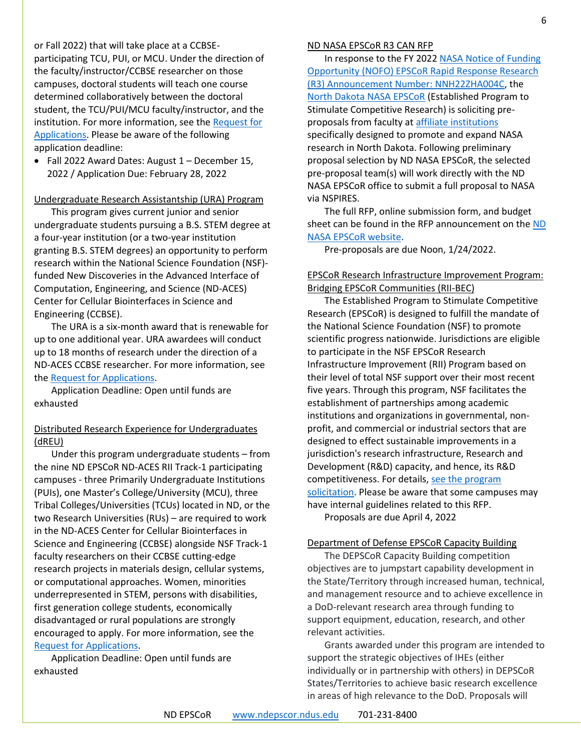or Fall 2022) that will take place at a CCBSE-participating TCU, PUI, or MCU. Under the direction of the faculty/instructor/CCBSE researcher on those campuses, doctoral students will teach one course determined collaboratively between the doctoral student, the TCU/PUI/MCU faculty/instructor, and the institution. For more information, see the Request for Applications. Please be aware of the following application deadline:

- Fall 2022 Award Dates: August 1 – December 15, 2022 / Application Due: February 28, 2022

Undergraduate Research Assistantship (URA) Program

This program gives current junior and senior undergraduate students pursuing a B.S. STEM degree at a four-year institution (or a two-year institution granting B.S. STEM degrees) an opportunity to perform research within the National Science Foundation (NSF)-funded New Discoveries in the Advanced Interface of Computation, Engineering, and Science (ND-ACES) Center for Cellular Biointerfaces in Science and Engineering (CCBSE).

The URA is a six-month award that is renewable for up to one additional year. URA awardees will conduct up to 18 months of research under the direction of a ND-ACES CCBSE researcher. For more information, see the Request for Applications.

Application Deadline: Open until funds are exhausted

Distributed Research Experience for Undergraduates (dREU)

Under this program undergraduate students – from the nine ND EPSCoR ND-ACES RII Track-1 participating campuses - three Primarily Undergraduate Institutions (PUIs), one Master's College/University (MCU), three Tribal Colleges/Universities (TCUs) located in ND, or the two Research Universities (RUs) – are required to work in the ND-ACES Center for Cellular Biointerfaces in Science and Engineering (CCBSE) alongside NSF Track-1 faculty researchers on their CCBSE cutting-edge research projects in materials design, cellular systems, or computational approaches. Women, minorities underrepresented in STEM, persons with disabilities, first generation college students, economically disadvantaged or rural populations are strongly encouraged to apply. For more information, see the Request for Applications.

Application Deadline: Open until funds are exhausted

ND NASA EPSCoR R3 CAN RFP

In response to the FY 2022 NASA Notice of Funding Opportunity (NOFO) EPSCoR Rapid Response Research (R3) Announcement Number: NNH22ZHA004C, the North Dakota NASA EPSCoR (Established Program to Stimulate Competitive Research) is soliciting pre-proposals from faculty at affiliate institutions specifically designed to promote and expand NASA research in North Dakota. Following preliminary proposal selection by ND NASA EPSCoR, the selected pre-proposal team(s) will work directly with the ND NASA EPSCoR office to submit a full proposal to NASA via NSPIRES.

The full RFP, online submission form, and budget sheet can be found in the RFP announcement on the ND NASA EPSCoR website.

Pre-proposals are due Noon, 1/24/2022.

EPSCoR Research Infrastructure Improvement Program: Bridging EPSCoR Communities (RII-BEC)

The Established Program to Stimulate Competitive Research (EPSCoR) is designed to fulfill the mandate of the National Science Foundation (NSF) to promote scientific progress nationwide. Jurisdictions are eligible to participate in the NSF EPSCoR Research Infrastructure Improvement (RII) Program based on their level of total NSF support over their most recent five years. Through this program, NSF facilitates the establishment of partnerships among academic institutions and organizations in governmental, non-profit, and commercial or industrial sectors that are designed to effect sustainable improvements in a jurisdiction's research infrastructure, Research and Development (R&D) capacity, and hence, its R&D competitiveness. For details, see the program solicitation. Please be aware that some campuses may have internal guidelines related to this RFP.

Proposals are due April 4, 2022

Department of Defense EPSCoR Capacity Building

The DEPSCoR Capacity Building competition objectives are to jumpstart capability development in the State/Territory through increased human, technical, and management resource and to achieve excellence in a DoD-relevant research area through funding to support equipment, education, research, and other relevant activities.

Grants awarded under this program are intended to support the strategic objectives of IHEs (either individually or in partnership with others) in DEPSCoR States/Territories to achieve basic research excellence in areas of high relevance to the DoD. Proposals will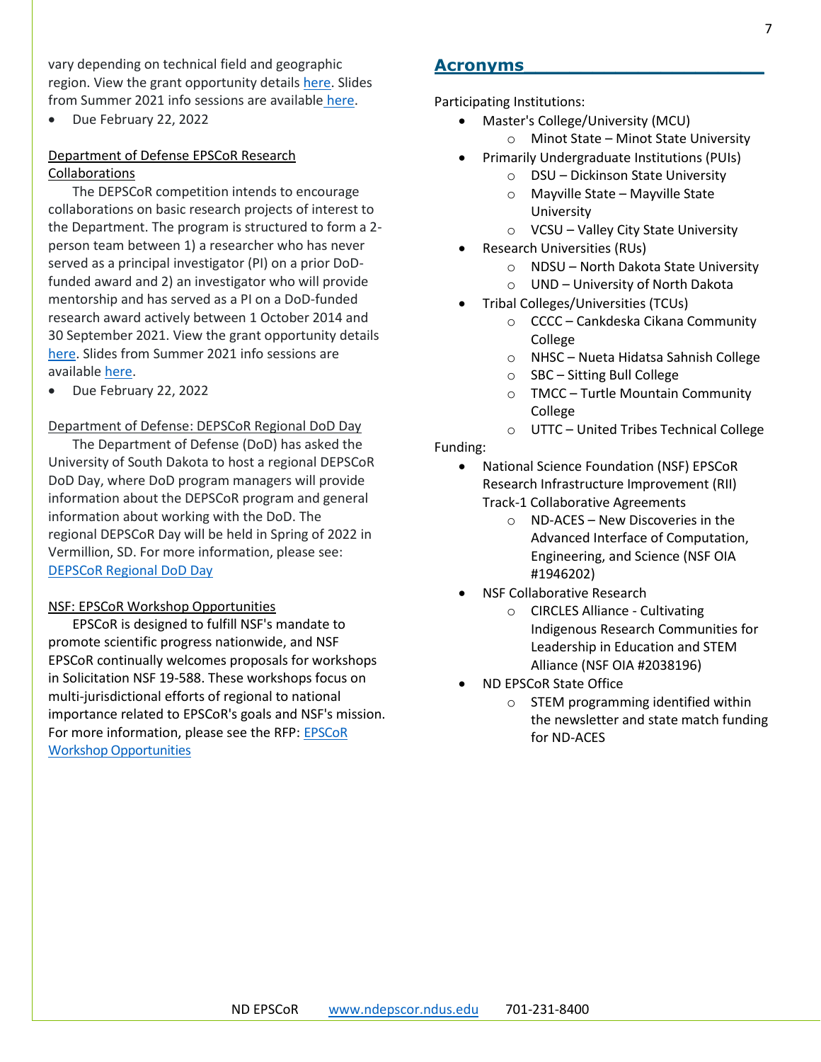vary depending on technical field and geographic region. View the grant opportunity details here. Slides from Summer 2021 info sessions are available here.

- Due February 22, 2022

Department of Defense EPSCoR Research Collaborations

The DEPSCoR competition intends to encourage collaborations on basic research projects of interest to the Department. The program is structured to form a 2-person team between 1) a researcher who has never served as a principal investigator (PI) on a prior DoD-funded award and 2) an investigator who will provide mentorship and has served as a PI on a DoD-funded research award actively between 1 October 2014 and 30 September 2021. View the grant opportunity details here. Slides from Summer 2021 info sessions are available here.

- Due February 22, 2022

Department of Defense: DEPSCoR Regional DoD Day

The Department of Defense (DoD) has asked the University of South Dakota to host a regional DEPSCoR DoD Day, where DoD program managers will provide information about the DEPSCoR program and general information about working with the DoD. The regional DEPSCoR Day will be held in Spring of 2022 in Vermillion, SD. For more information, please see: DEPSCoR Regional DoD Day

NSF: EPSCoR Workshop Opportunities

EPSCoR is designed to fulfill NSF's mandate to promote scientific progress nationwide, and NSF EPSCoR continually welcomes proposals for workshops in Solicitation NSF 19-588. These workshops focus on multi-jurisdictional efforts of regional to national importance related to EPSCoR's goals and NSF's mission. For more information, please see the RFP: EPSCoR Workshop Opportunities

## Acronyms

Participating Institutions:

- Master's College/University (MCU)
  - Minot State – Minot State University
- Primarily Undergraduate Institutions (PUIs)
  - DSU – Dickinson State University
  - Mayville State – Mayville State University
  - VCSU – Valley City State University
- Research Universities (RUs)
  - NDSU – North Dakota State University
  - UND – University of North Dakota
- Tribal Colleges/Universities (TCUs)
  - CCCC – Cankdeska Cikana Community College
  - NHSC – Nueta Hidatsa Sahnish College
  - SBC – Sitting Bull College
  - TMCC – Turtle Mountain Community College
  - UTTC – United Tribes Technical College

Funding:

- National Science Foundation (NSF) EPSCoR Research Infrastructure Improvement (RII) Track-1 Collaborative Agreements
  - ND-ACES – New Discoveries in the Advanced Interface of Computation, Engineering, and Science (NSF OIA #1946202)
- NSF Collaborative Research
  - CIRCLES Alliance - Cultivating Indigenous Research Communities for Leadership in Education and STEM Alliance (NSF OIA #2038196)
- ND EPSCoR State Office
  - STEM programming identified within the newsletter and state match funding for ND-ACES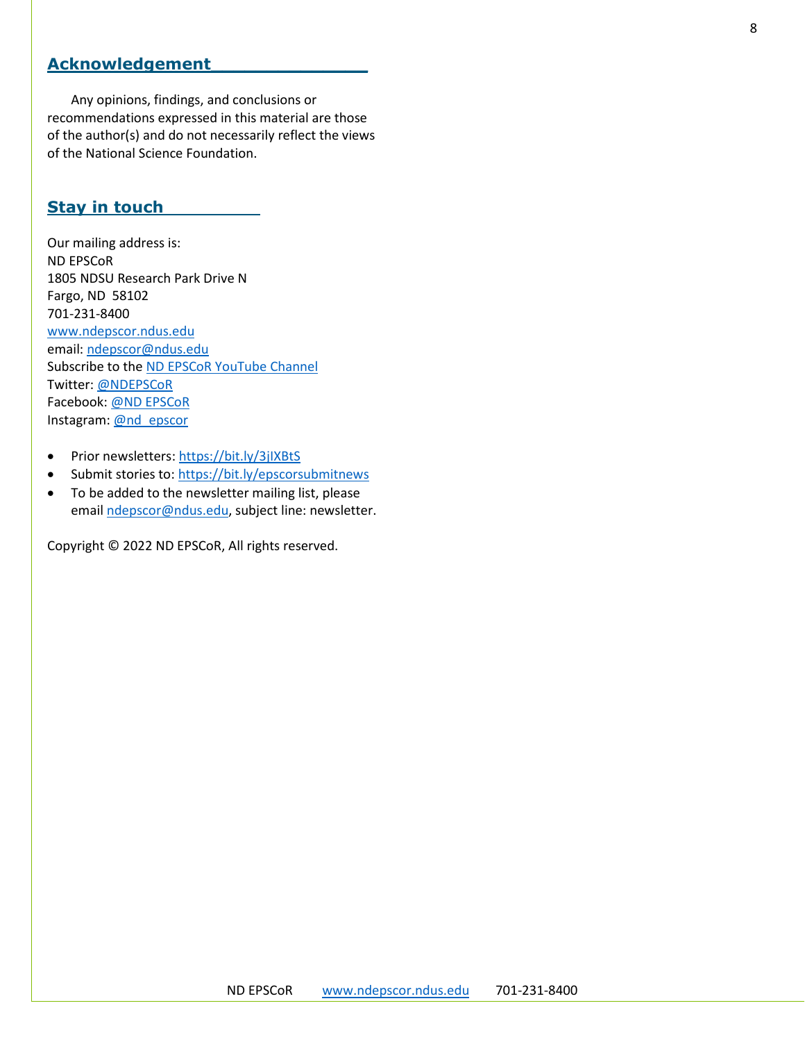## Acknowledgement

Any opinions, findings, and conclusions or recommendations expressed in this material are those of the author(s) and do not necessarily reflect the views of the National Science Foundation.

## Stay in touch

Our mailing address is:
ND EPSCoR
1805 NDSU Research Park Drive N
Fargo, ND 58102
701-231-8400
www.ndepscor.ndus.edu
email: ndepscor@ndus.edu
Subscribe to the ND EPSCoR YouTube Channel
Twitter: @NDEPSCoR
Facebook: @ND EPSCoR
Instagram: @nd_epscor

- Prior newsletters: https://bit.ly/3jIXBtS
- Submit stories to: https://bit.ly/epscorsubmitnews
- To be added to the newsletter mailing list, please email ndepscor@ndus.edu, subject line: newsletter.

Copyright © 2022 ND EPSCoR, All rights reserved.